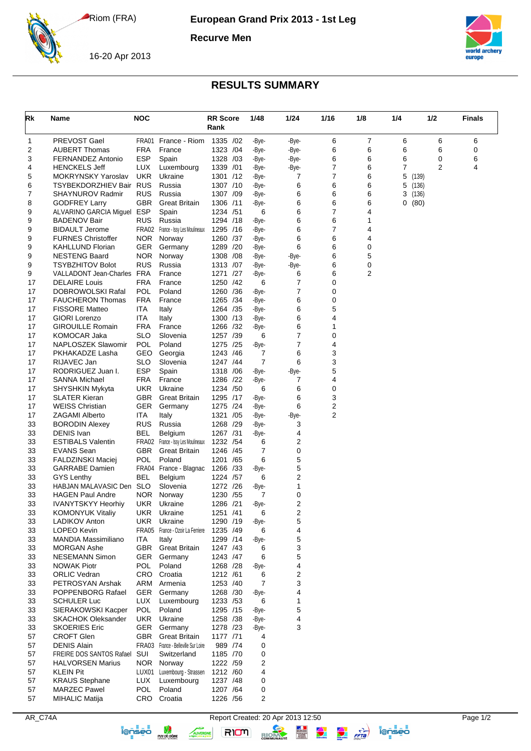Riom (FRA)

16-20 Apr 2013

# European Grand Prix 2013 - 1st Leg

## Recurve Men

## RESULTS SUMMARY

| Rk | Name | NOC | | RR Score Rank | 1/48 | 1/24 | 1/16 | 1/8 | 1/4 | 1/2 | Finals |
|---|---|---|---|---|---|---|---|---|---|---|---|
| 1 | PREVOST Gael | FRA01 | France - Riom | 1335 /02 | -Bye- | -Bye- | 6 | 7 | 6 | 6 | 6 |
| 2 | AUBERT Thomas | FRA | France | 1323 /04 | -Bye- | -Bye- | 6 | 6 | 6 | 6 | 0 |
| 3 | FERNANDEZ Antonio | ESP | Spain | 1328 /03 | -Bye- | -Bye- | 6 | 6 | 6 | 0 | 6 |
| 4 | HENCKELS Jeff | LUX | Luxembourg | 1339 /01 | -Bye- | -Bye- | 7 | 6 | 7 | 2 | 4 |
| 5 | MOKRYNSKY Yaroslav | UKR | Ukraine | 1301 /12 | -Bye- | 7 | 7 | 6 | 5 (139) | | |
| 6 | TSYBEKDORZHIEV Bair | RUS | Russia | 1307 /10 | -Bye- | 6 | 6 | 6 | 5 (136) | | |
| 7 | SHAYNUROV Radmir | RUS | Russia | 1307 /09 | -Bye- | 6 | 6 | 6 | 3 (136) | | |
| 8 | GODFREY Larry | GBR | Great Britain | 1306 /11 | -Bye- | 6 | 6 | 6 | 0 (80) | | |
| 9 | ALVARINO GARCIA Miguel | ESP | Spain | 1234 /51 | 6 | 6 | 7 | 4 | | | |
| 9 | BADENOV Bair | RUS | Russia | 1294 /18 | -Bye- | 6 | 6 | 1 | | | |
| 9 | BIDAULT Jerome | FRA02 | France - Issy Les Moulineaux | 1295 /16 | -Bye- | 6 | 7 | 4 | | | |
| 9 | FURNES Christoffer | NOR | Norway | 1260 /37 | -Bye- | 6 | 6 | 4 | | | |
| 9 | KAHLLUND Florian | GER | Germany | 1289 /20 | -Bye- | 6 | 6 | 0 | | | |
| 9 | NESTENG Baard | NOR | Norway | 1308 /08 | -Bye- | -Bye- | 6 | 5 | | | |
| 9 | TSYBZHITOV Bolot | RUS | Russia | 1313 /07 | -Bye- | -Bye- | 6 | 0 | | | |
| 9 | VALLADONT Jean-Charles | FRA | France | 1271 /27 | -Bye- | 6 | 6 | 2 | | | |
| 17 | DELAIRE Louis | FRA | France | 1250 /42 | 6 | 7 | 0 | | | | |
| 17 | DOBROWOLSKI Rafal | POL | Poland | 1260 /36 | -Bye- | 7 | 0 | | | | |
| 17 | FAUCHERON Thomas | FRA | France | 1265 /34 | -Bye- | 6 | 0 | | | | |
| 17 | FISSORE Matteo | ITA | Italy | 1264 /35 | -Bye- | 6 | 5 | | | | |
| 17 | GIORI Lorenzo | ITA | Italy | 1300 /13 | -Bye- | 6 | 4 | | | | |
| 17 | GIROUILLE Romain | FRA | France | 1266 /32 | -Bye- | 6 | 1 | | | | |
| 17 | KOMOCAR Jaka | SLO | Slovenia | 1257 /39 | 6 | 7 | 0 | | | | |
| 17 | NAPLOSZEK Slawomir | POL | Poland | 1275 /25 | -Bye- | 7 | 4 | | | | |
| 17 | PKHAKADZE Lasha | GEO | Georgia | 1243 /46 | 7 | 6 | 3 | | | | |
| 17 | RIJAVEC Jan | SLO | Slovenia | 1247 /44 | 7 | 6 | 3 | | | | |
| 17 | RODRIGUEZ Juan I. | ESP | Spain | 1318 /06 | -Bye- | -Bye- | 5 | | | | |
| 17 | SANNA Michael | FRA | France | 1286 /22 | -Bye- | 7 | 4 | | | | |
| 17 | SHYSHKIN Mykyta | UKR | Ukraine | 1234 /50 | 6 | 6 | 0 | | | | |
| 17 | SLATER Kieran | GBR | Great Britain | 1295 /17 | -Bye- | 6 | 3 | | | | |
| 17 | WEISS Christian | GER | Germany | 1275 /24 | -Bye- | 6 | 2 | | | | |
| 17 | ZAGAMI Alberto | ITA | Italy | 1321 /05 | -Bye- | -Bye- | 2 | | | | |
| 33 | BORODIN Alexey | RUS | Russia | 1268 /29 | -Bye- | 3 | | | | | |
| 33 | DENIS Ivan | BEL | Belgium | 1267 /31 | -Bye- | 4 | | | | | |
| 33 | ESTIBALS Valentin | FRA02 | France - Issy Les Moulineaux | 1232 /54 | 6 | 2 | | | | | |
| 33 | EVANS Sean | GBR | Great Britain | 1246 /45 | 7 | 0 | | | | | |
| 33 | FALDZINSKI Maciej | POL | Poland | 1201 /65 | 6 | 5 | | | | | |
| 33 | GARRABE Damien | FRA04 | France - Blagnac | 1266 /33 | -Bye- | 5 | | | | | |
| 33 | GYS Lenthy | BEL | Belgium | 1224 /57 | 6 | 2 | | | | | |
| 33 | HABJAN MALAVASIC Den | SLO | Slovenia | 1272 /26 | -Bye- | 1 | | | | | |
| 33 | HAGEN Paul Andre | NOR | Norway | 1230 /55 | 7 | 0 | | | | | |
| 33 | IVANYTSKYY Heorhiy | UKR | Ukraine | 1286 /21 | -Bye- | 2 | | | | | |
| 33 | KOMONYUK Vitaliy | UKR | Ukraine | 1251 /41 | 6 | 2 | | | | | |
| 33 | LADIKOV Anton | UKR | Ukraine | 1290 /19 | -Bye- | 5 | | | | | |
| 33 | LOPEO Kevin | FRA05 | France - Ozoir La Ferriere | 1235 /49 | 6 | 4 | | | | | |
| 33 | MANDIA Massimiliano | ITA | Italy | 1299 /14 | -Bye- | 5 | | | | | |
| 33 | MORGAN Ashe | GBR | Great Britain | 1247 /43 | 6 | 3 | | | | | |
| 33 | NESEMANN Simon | GER | Germany | 1243 /47 | 6 | 5 | | | | | |
| 33 | NOWAK Piotr | POL | Poland | 1268 /28 | -Bye- | 4 | | | | | |
| 33 | ORLIC Vedran | CRO | Croatia | 1212 /61 | 6 | 2 | | | | | |
| 33 | PETROSYAN Arshak | ARM | Armenia | 1253 /40 | 7 | 3 | | | | | |
| 33 | POPPENBORG Rafael | GER | Germany | 1268 /30 | -Bye- | 4 | | | | | |
| 33 | SCHULER Luc | LUX | Luxembourg | 1233 /53 | 6 | 1 | | | | | |
| 33 | SIERAKOWSKI Kacper | POL | Poland | 1295 /15 | -Bye- | 5 | | | | | |
| 33 | SKACHOK Oleksander | UKR | Ukraine | 1258 /38 | -Bye- | 4 | | | | | |
| 33 | SKOERIES Eric | GER | Germany | 1278 /23 | -Bye- | 3 | | | | | |
| 57 | CROFT Glen | GBR | Great Britain | 1177 /71 | 4 | | | | | | |
| 57 | DENIS Alain | FRA03 | France - Belleville Sur Loire | 989 /74 | 0 | | | | | | |
| 57 | FREIRE DOS SANTOS Rafael | SUI | Switzerland | 1185 /70 | 0 | | | | | | |
| 57 | HALVORSEN Marius | NOR | Norway | 1222 /59 | 2 | | | | | | |
| 57 | KLEIN Pit | LUX01 | Luxembourg - Strassen | 1212 /60 | 4 | | | | | | |
| 57 | KRAUS Stephane | LUX | Luxembourg | 1237 /48 | 0 | | | | | | |
| 57 | MARZEC Pawel | POL | Poland | 1207 /64 | 0 | | | | | | |
| 57 | MIHALIC Matija | CRO | Croatia | 1226 /56 | 2 | | | | | | |

AR_C74A Report Created: 20 Apr 2013 12:50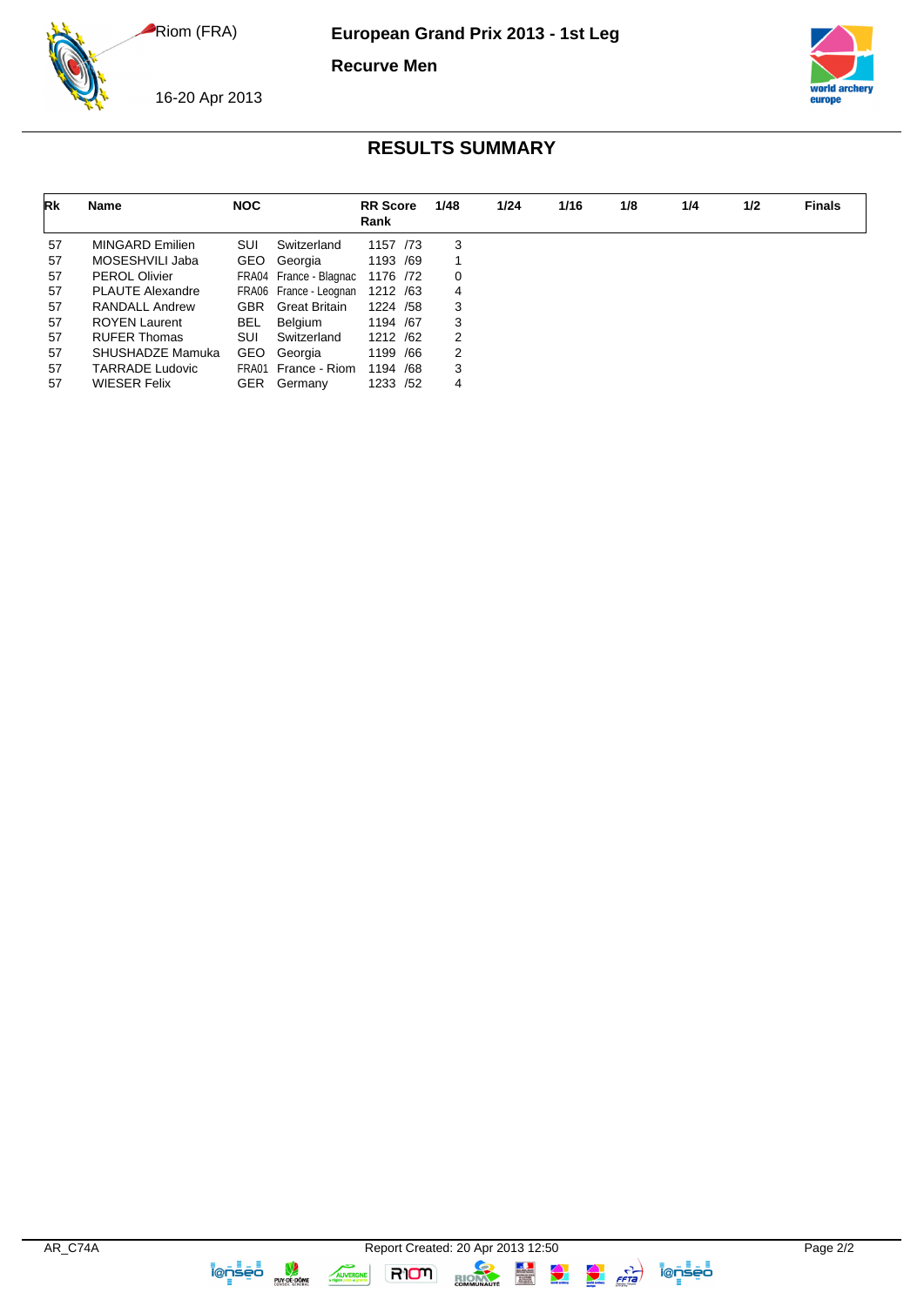## RESULTS SUMMARY

| Rk | Name | NOC | | RR Score Rank | 1/48 | 1/24 | 1/16 | 1/8 | 1/4 | 1/2 | Finals |
|---|---|---|---|---|---|---|---|---|---|---|---|
| 57 | MINGARD Emilien | SUI | Switzerland | 1157 /73 | 3 | | | | | | |
| 57 | MOSESHVILI Jaba | GEO | Georgia | 1193 /69 | 1 | | | | | | |
| 57 | PEROL Olivier | FRA04 | France - Blagnac | 1176 /72 | 0 | | | | | | |
| 57 | PLAUTE Alexandre | FRA06 | France - Leognan | 1212 /63 | 4 | | | | | | |
| 57 | RANDALL Andrew | GBR | Great Britain | 1224 /58 | 3 | | | | | | |
| 57 | ROYEN Laurent | BEL | Belgium | 1194 /67 | 3 | | | | | | |
| 57 | RUFER Thomas | SUI | Switzerland | 1212 /62 | 2 | | | | | | |
| 57 | SHUSHADZE Mamuka | GEO | Georgia | 1199 /66 | 2 | | | | | | |
| 57 | TARRADE Ludovic | FRA01 | France - Riom | 1194 /68 | 3 | | | | | | |
| 57 | WIESER Felix | GER | Germany | 1233 /52 | 4 | | | | | | |